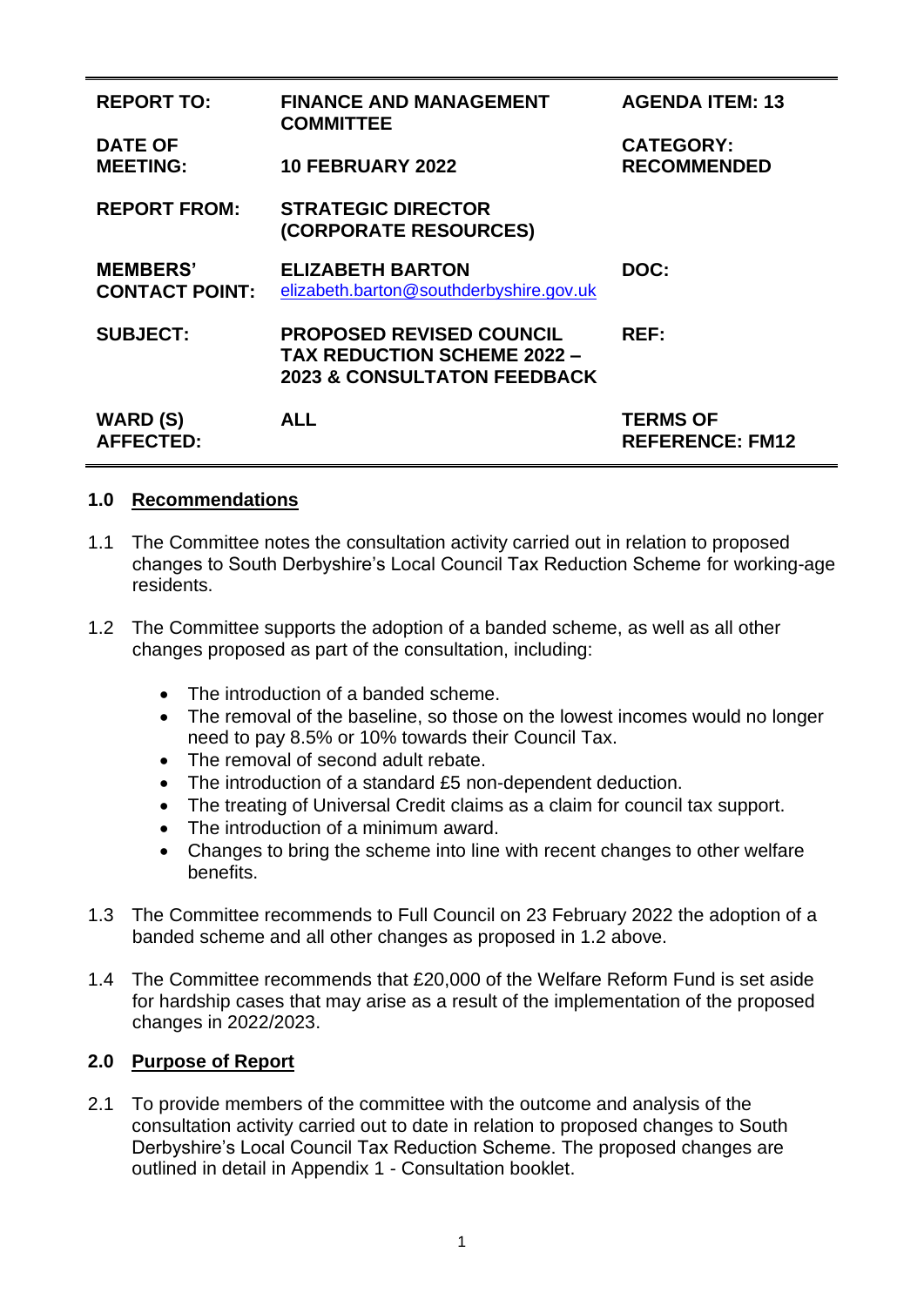| REPORT TO: | FINANCE AND MANAGEMENT COMMITTEE | AGENDA ITEM: 13 |
| --- | --- | --- |
| DATE OF MEETING: | 10 FEBRUARY 2022 | CATEGORY: RECOMMENDED |
| REPORT FROM: | STRATEGIC DIRECTOR (CORPORATE RESOURCES) | |
| MEMBERS' CONTACT POINT: | ELIZABETH BARTON elizabeth.barton@southderbyshire.gov.uk | DOC: |
| SUBJECT: | PROPOSED REVISED COUNCIL TAX REDUCTION SCHEME 2022 – 2023 & CONSULTATON FEEDBACK | REF: |
| WARD (S) AFFECTED: | ALL | TERMS OF REFERENCE: FM12 |

## 1.0 Recommendations

1.1 The Committee notes the consultation activity carried out in relation to proposed changes to South Derbyshire's Local Council Tax Reduction Scheme for working-age residents.

1.2 The Committee supports the adoption of a banded scheme, as well as all other changes proposed as part of the consultation, including:

- The introduction of a banded scheme.
- The removal of the baseline, so those on the lowest incomes would no longer need to pay 8.5% or 10% towards their Council Tax.
- The removal of second adult rebate.
- The introduction of a standard £5 non-dependent deduction.
- The treating of Universal Credit claims as a claim for council tax support.
- The introduction of a minimum award.
- Changes to bring the scheme into line with recent changes to other welfare benefits.

1.3 The Committee recommends to Full Council on 23 February 2022 the adoption of a banded scheme and all other changes as proposed in 1.2 above.

1.4 The Committee recommends that £20,000 of the Welfare Reform Fund is set aside for hardship cases that may arise as a result of the implementation of the proposed changes in 2022/2023.

## 2.0 Purpose of Report

2.1 To provide members of the committee with the outcome and analysis of the consultation activity carried out to date in relation to proposed changes to South Derbyshire's Local Council Tax Reduction Scheme. The proposed changes are outlined in detail in Appendix 1 - Consultation booklet.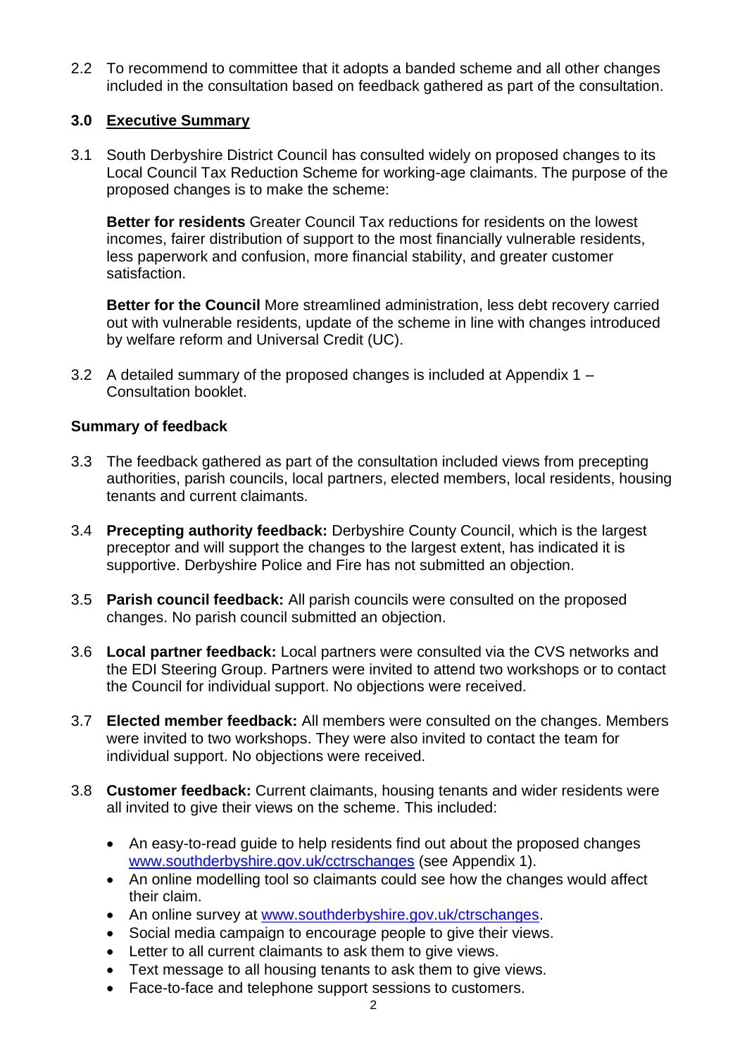2.2 To recommend to committee that it adopts a banded scheme and all other changes included in the consultation based on feedback gathered as part of the consultation.

## 3.0 Executive Summary

3.1 South Derbyshire District Council has consulted widely on proposed changes to its Local Council Tax Reduction Scheme for working-age claimants. The purpose of the proposed changes is to make the scheme:

**Better for residents** Greater Council Tax reductions for residents on the lowest incomes, fairer distribution of support to the most financially vulnerable residents, less paperwork and confusion, more financial stability, and greater customer satisfaction.

**Better for the Council** More streamlined administration, less debt recovery carried out with vulnerable residents, update of the scheme in line with changes introduced by welfare reform and Universal Credit (UC).

3.2 A detailed summary of the proposed changes is included at Appendix 1 – Consultation booklet.

### Summary of feedback

3.3 The feedback gathered as part of the consultation included views from precepting authorities, parish councils, local partners, elected members, local residents, housing tenants and current claimants.

3.4 **Precepting authority feedback:** Derbyshire County Council, which is the largest preceptor and will support the changes to the largest extent, has indicated it is supportive. Derbyshire Police and Fire has not submitted an objection.

3.5 **Parish council feedback:** All parish councils were consulted on the proposed changes. No parish council submitted an objection.

3.6 **Local partner feedback:** Local partners were consulted via the CVS networks and the EDI Steering Group. Partners were invited to attend two workshops or to contact the Council for individual support. No objections were received.

3.7 **Elected member feedback:** All members were consulted on the changes. Members were invited to two workshops. They were also invited to contact the team for individual support. No objections were received.

3.8 **Customer feedback:** Current claimants, housing tenants and wider residents were all invited to give their views on the scheme. This included:

- An easy-to-read guide to help residents find out about the proposed changes www.southderbyshire.gov.uk/cctrschanges (see Appendix 1).
- An online modelling tool so claimants could see how the changes would affect their claim.
- An online survey at www.southderbyshire.gov.uk/ctrschanges.
- Social media campaign to encourage people to give their views.
- Letter to all current claimants to ask them to give views.
- Text message to all housing tenants to ask them to give views.
- Face-to-face and telephone support sessions to customers.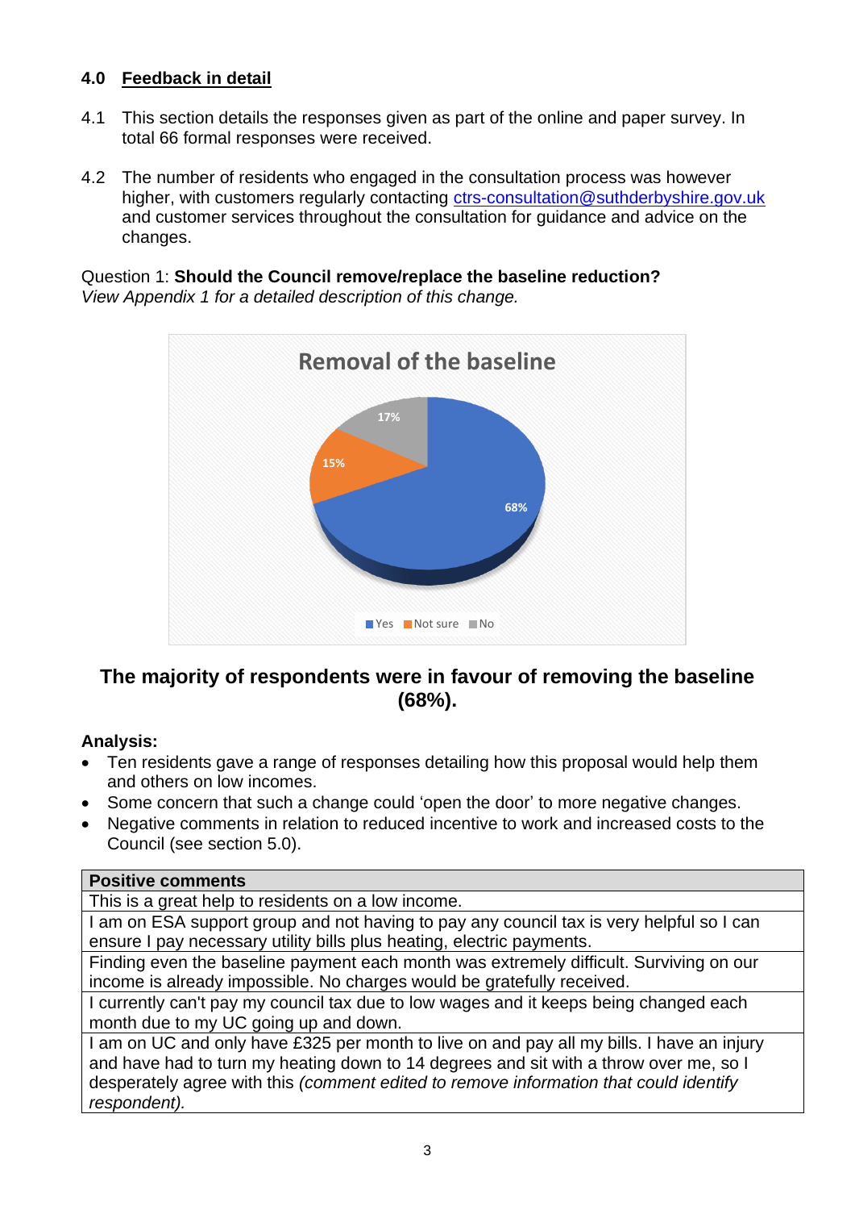## 4.0 Feedback in detail

4.1 This section details the responses given as part of the online and paper survey. In total 66 formal responses were received.

4.2 The number of residents who engaged in the consultation process was however higher, with customers regularly contacting ctrs-consultation@suthderbyshire.gov.uk and customer services throughout the consultation for guidance and advice on the changes.

Question 1: **Should the Council remove/replace the baseline reduction?**
*View Appendix 1 for a detailed description of this change.*

Removal of the baseline

Yes 68% | Not sure 15% | No 17%

**The majority of respondents were in favour of removing the baseline (68%).**

**Analysis:**

- Ten residents gave a range of responses detailing how this proposal would help them and others on low incomes.
- Some concern that such a change could 'open the door' to more negative changes.
- Negative comments in relation to reduced incentive to work and increased costs to the Council (see section 5.0).

| Positive comments |
|---|
| This is a great help to residents on a low income. |
| I am on ESA support group and not having to pay any council tax is very helpful so I can ensure I pay necessary utility bills plus heating, electric payments. |
| Finding even the baseline payment each month was extremely difficult. Surviving on our income is already impossible. No charges would be gratefully received. |
| I currently can't pay my council tax due to low wages and it keeps being changed each month due to my UC going up and down. |
| I am on UC and only have £325 per month to live on and pay all my bills. I have an injury and have had to turn my heating down to 14 degrees and sit with a throw over me, so I desperately agree with this *(comment edited to remove information that could identify respondent).* |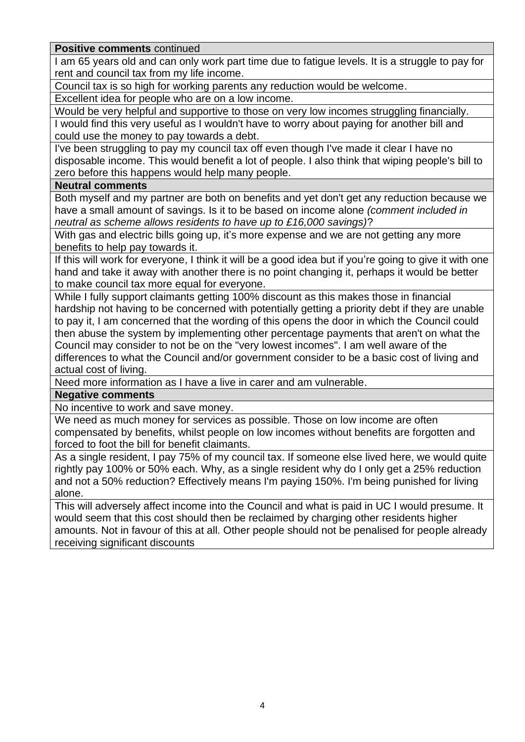| **Positive comments** continued |
| --- |
| I am 65 years old and can only work part time due to fatigue levels. It is a struggle to pay for rent and council tax from my life income. |
| Council tax is so high for working parents any reduction would be welcome. |
| Excellent idea for people who are on a low income. |
| Would be very helpful and supportive to those on very low incomes struggling financially. |
| I would find this very useful as I wouldn't have to worry about paying for another bill and could use the money to pay towards a debt. |
| I've been struggling to pay my council tax off even though I've made it clear I have no disposable income. This would benefit a lot of people. I also think that wiping people's bill to zero before this happens would help many people. |
| **Neutral comments** |
| Both myself and my partner are both on benefits and yet don't get any reduction because we have a small amount of savings. Is it to be based on income alone *(comment included in neutral as scheme allows residents to have up to £16,000 savings)*? |
| With gas and electric bills going up, it's more expense and we are not getting any more benefits to help pay towards it. |
| If this will work for everyone, I think it will be a good idea but if you're going to give it with one hand and take it away with another there is no point changing it, perhaps it would be better to make council tax more equal for everyone. |
| While I fully support claimants getting 100% discount as this makes those in financial hardship not having to be concerned with potentially getting a priority debt if they are unable to pay it, I am concerned that the wording of this opens the door in which the Council could then abuse the system by implementing other percentage payments that aren't on what the Council may consider to not be on the "very lowest incomes". I am well aware of the differences to what the Council and/or government consider to be a basic cost of living and actual cost of living. |
| Need more information as I have a live in carer and am vulnerable. |
| **Negative comments** |
| No incentive to work and save money. |
| We need as much money for services as possible. Those on low income are often compensated by benefits, whilst people on low incomes without benefits are forgotten and forced to foot the bill for benefit claimants. |
| As a single resident, I pay 75% of my council tax. If someone else lived here, we would quite rightly pay 100% or 50% each. Why, as a single resident why do I only get a 25% reduction and not a 50% reduction? Effectively means I'm paying 150%. I'm being punished for living alone. |
| This will adversely affect income into the Council and what is paid in UC I would presume. It would seem that this cost should then be reclaimed by charging other residents higher amounts. Not in favour of this at all. Other people should not be penalised for people already receiving significant discounts |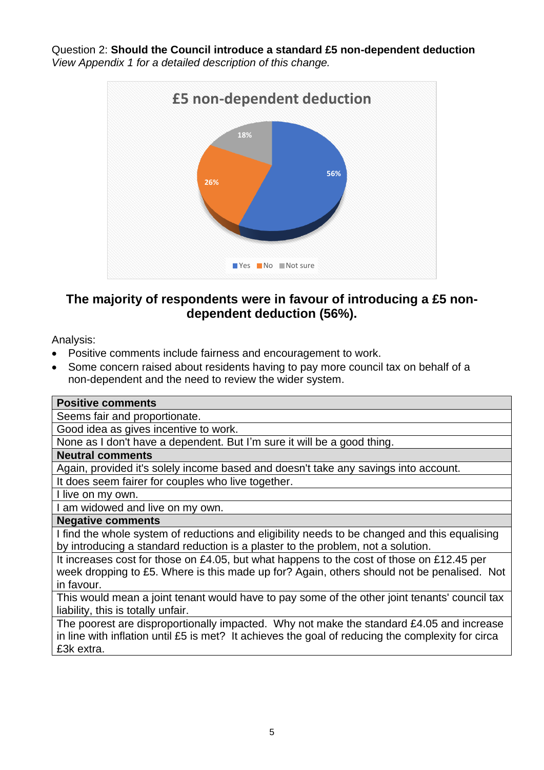Question 2: **Should the Council introduce a standard £5 non-dependent deduction**
*View Appendix 1 for a detailed description of this change.*

£5 non-dependent deduction

- Yes: 56%
- No: 26%
- Not sure: 18%

**The majority of respondents were in favour of introducing a £5 non-dependent deduction (56%).**

Analysis:

- Positive comments include fairness and encouragement to work.
- Some concern raised about residents having to pay more council tax on behalf of a non-dependent and the need to review the wider system.

| **Positive comments** |
|---|
| Seems fair and proportionate. |
| Good idea as gives incentive to work. |
| None as I don't have a dependent. But I'm sure it will be a good thing. |
| **Neutral comments** |
| Again, provided it's solely income based and doesn't take any savings into account. |
| It does seem fairer for couples who live together. |
| I live on my own. |
| I am widowed and live on my own. |
| **Negative comments** |
| I find the whole system of reductions and eligibility needs to be changed and this equalising by introducing a standard reduction is a plaster to the problem, not a solution. |
| It increases cost for those on £4.05, but what happens to the cost of those on £12.45 per week dropping to £5. Where is this made up for? Again, others should not be penalised. Not in favour. |
| This would mean a joint tenant would have to pay some of the other joint tenants' council tax liability, this is totally unfair. |
| The poorest are disproportionally impacted. Why not make the standard £4.05 and increase in line with inflation until £5 is met? It achieves the goal of reducing the complexity for circa £3k extra. |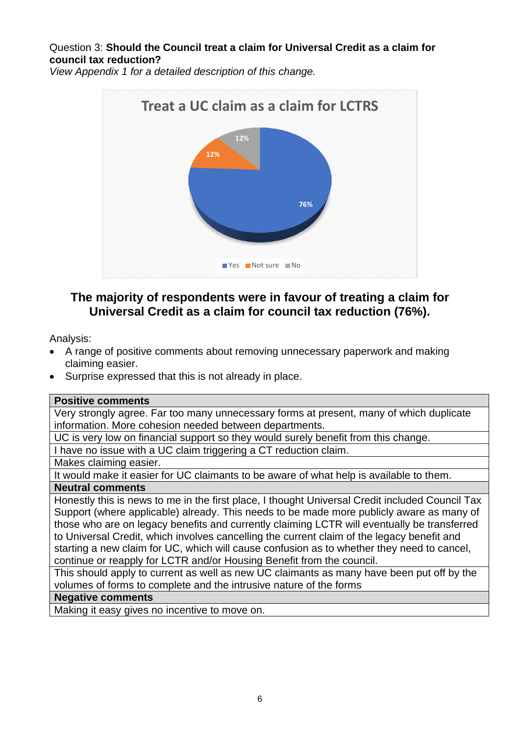Question 3: **Should the Council treat a claim for Universal Credit as a claim for council tax reduction?**

*View Appendix 1 for a detailed description of this change.*

**Treat a UC claim as a claim for LCTRS**

- Yes: 76%
- Not sure: 12%
- No: 12%

**The majority of respondents were in favour of treating a claim for Universal Credit as a claim for council tax reduction (76%).**

Analysis:

- A range of positive comments about removing unnecessary paperwork and making claiming easier.
- Surprise expressed that this is not already in place.

| **Positive comments** |
|---|
| Very strongly agree. Far too many unnecessary forms at present, many of which duplicate information. More cohesion needed between departments. |
| UC is very low on financial support so they would surely benefit from this change. |
| I have no issue with a UC claim triggering a CT reduction claim. |
| Makes claiming easier. |
| It would make it easier for UC claimants to be aware of what help is available to them. |
| **Neutral comments** |
| Honestly this is news to me in the first place, I thought Universal Credit included Council Tax Support (where applicable) already. This needs to be made more publicly aware as many of those who are on legacy benefits and currently claiming LCTR will eventually be transferred to Universal Credit, which involves cancelling the current claim of the legacy benefit and starting a new claim for UC, which will cause confusion as to whether they need to cancel, continue or reapply for LCTR and/or Housing Benefit from the council. |
| This should apply to current as well as new UC claimants as many have been put off by the volumes of forms to complete and the intrusive nature of the forms |
| **Negative comments** |
| Making it easy gives no incentive to move on. |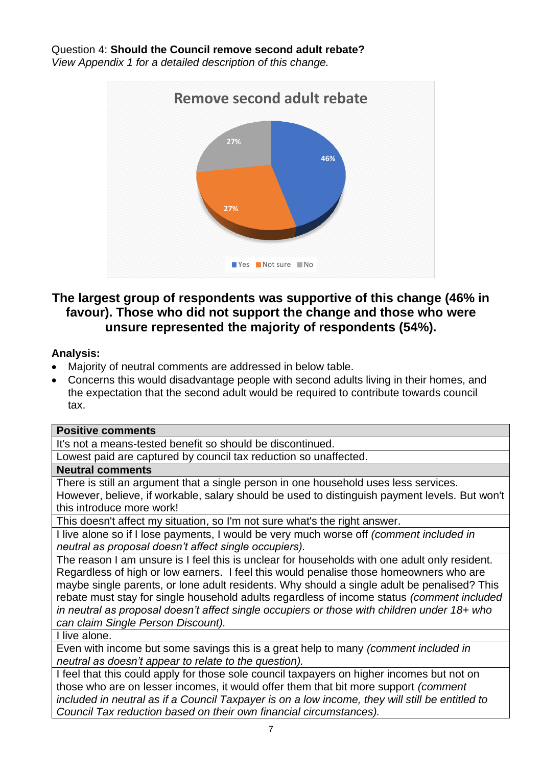Question 4: **Should the Council remove second adult rebate?**
*View Appendix 1 for a detailed description of this change.*

Remove second adult rebate

- Yes: 46%
- Not sure: 27%
- No: 27%

**The largest group of respondents was supportive of this change (46% in favour). Those who did not support the change and those who were unsure represented the majority of respondents (54%).**

**Analysis:**

- Majority of neutral comments are addressed in below table.
- Concerns this would disadvantage people with second adults living in their homes, and the expectation that the second adult would be required to contribute towards council tax.

| **Positive comments** |
| --- |
| It's not a means-tested benefit so should be discontinued. |
| Lowest paid are captured by council tax reduction so unaffected. |
| **Neutral comments** |
| There is still an argument that a single person in one household uses less services. However, believe, if workable, salary should be used to distinguish payment levels. But won't this introduce more work! |
| This doesn't affect my situation, so I'm not sure what's the right answer. |
| I live alone so if I lose payments, I would be very much worse off *(comment included in neutral as proposal doesn't affect single occupiers).* |
| The reason I am unsure is I feel this is unclear for households with one adult only resident. Regardless of high or low earners. I feel this would penalise those homeowners who are maybe single parents, or lone adult residents. Why should a single adult be penalised? This rebate must stay for single household adults regardless of income status *(comment included in neutral as proposal doesn't affect single occupiers or those with children under 18+ who can claim Single Person Discount).* |
| I live alone. |
| Even with income but some savings this is a great help to many *(comment included in neutral as doesn't appear to relate to the question).* |
| I feel that this could apply for those sole council taxpayers on higher incomes but not on those who are on lesser incomes, it would offer them that bit more support *(comment included in neutral as if a Council Taxpayer is on a low income, they will still be entitled to Council Tax reduction based on their own financial circumstances).* |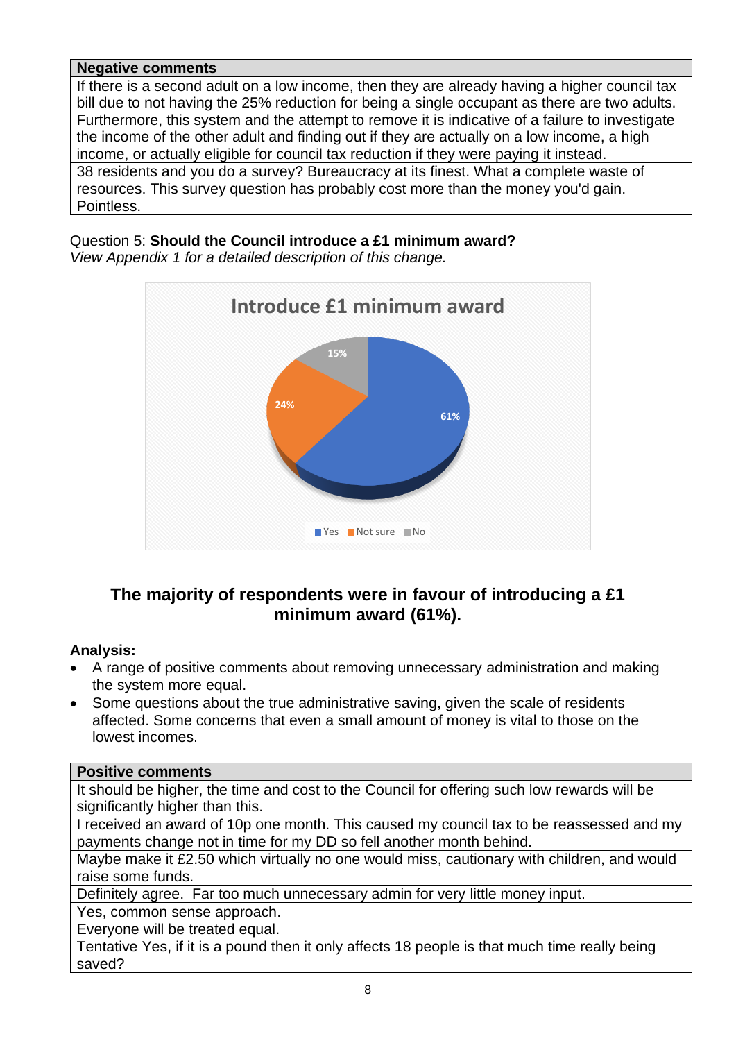| Negative comments |
|---|
| If there is a second adult on a low income, then they are already having a higher council tax bill due to not having the 25% reduction for being a single occupant as there are two adults. Furthermore, this system and the attempt to remove it is indicative of a failure to investigate the income of the other adult and finding out if they are actually on a low income, a high income, or actually eligible for council tax reduction if they were paying it instead. |
| 38 residents and you do a survey? Bureaucracy at its finest. What a complete waste of resources. This survey question has probably cost more than the money you'd gain. Pointless. |

Question 5: **Should the Council introduce a £1 minimum award?**
*View Appendix 1 for a detailed description of this change.*

**Introduce £1 minimum award**

| Response | Percentage |
|---|---|
| Yes | 61% |
| Not sure | 24% |
| No | 15% |

**The majority of respondents were in favour of introducing a £1 minimum award (61%).**

**Analysis:**

- A range of positive comments about removing unnecessary administration and making the system more equal.
- Some questions about the true administrative saving, given the scale of residents affected. Some concerns that even a small amount of money is vital to those on the lowest incomes.

| Positive comments |
|---|
| It should be higher, the time and cost to the Council for offering such low rewards will be significantly higher than this. |
| I received an award of 10p one month. This caused my council tax to be reassessed and my payments change not in time for my DD so fell another month behind. |
| Maybe make it £2.50 which virtually no one would miss, cautionary with children, and would raise some funds. |
| Definitely agree. Far too much unnecessary admin for very little money input. |
| Yes, common sense approach. |
| Everyone will be treated equal. |
| Tentative Yes, if it is a pound then it only affects 18 people is that much time really being saved? |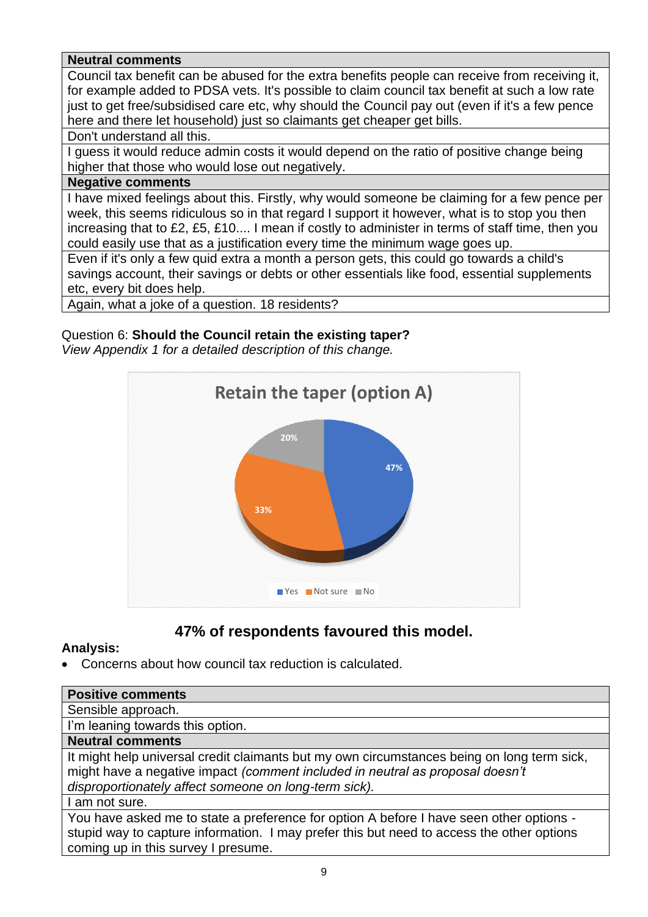| Neutral comments |
|---|
| Council tax benefit can be abused for the extra benefits people can receive from receiving it, for example added to PDSA vets. It's possible to claim council tax benefit at such a low rate just to get free/subsidised care etc, why should the Council pay out (even if it's a few pence here and there let household) just so claimants get cheaper get bills. |
| Don't understand all this. |
| I guess it would reduce admin costs it would depend on the ratio of positive change being higher that those who would lose out negatively. |
| **Negative comments** |
| I have mixed feelings about this. Firstly, why would someone be claiming for a few pence per week, this seems ridiculous so in that regard I support it however, what is to stop you then increasing that to £2, £5, £10.... I mean if costly to administer in terms of staff time, then you could easily use that as a justification every time the minimum wage goes up. |
| Even if it's only a few quid extra a month a person gets, this could go towards a child's savings account, their savings or debts or other essentials like food, essential supplements etc, every bit does help. |
| Again, what a joke of a question. 18 residents? |

Question 6: **Should the Council retain the existing taper?**
*View Appendix 1 for a detailed description of this change.*

**Retain the taper (option A)**

| Response | Percentage |
|---|---|
| Yes | 47% |
| Not sure | 33% |
| No | 20% |

### 47% of respondents favoured this model.

**Analysis:**

- Concerns about how council tax reduction is calculated.

| Positive comments |
|---|
| Sensible approach. |
| I'm leaning towards this option. |
| **Neutral comments** |
| It might help universal credit claimants but my own circumstances being on long term sick, might have a negative impact *(comment included in neutral as proposal doesn't disproportionately affect someone on long-term sick).* |
| I am not sure. |
| You have asked me to state a preference for option A before I have seen other options - stupid way to capture information. I may prefer this but need to access the other options coming up in this survey I presume. |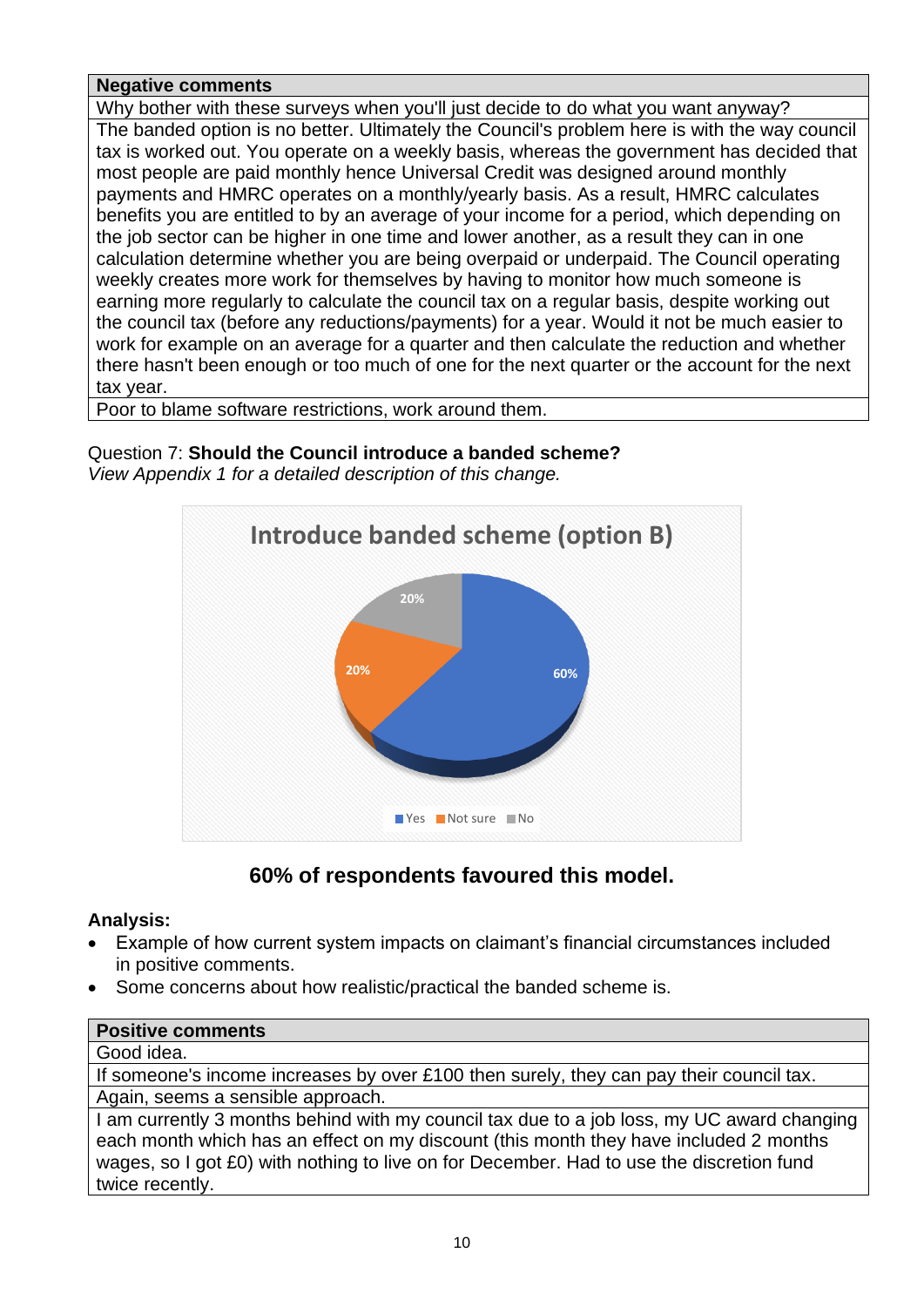| Negative comments |
|---|
| Why bother with these surveys when you'll just decide to do what you want anyway? |
| The banded option is no better. Ultimately the Council's problem here is with the way council tax is worked out. You operate on a weekly basis, whereas the government has decided that most people are paid monthly hence Universal Credit was designed around monthly payments and HMRC operates on a monthly/yearly basis. As a result, HMRC calculates benefits you are entitled to by an average of your income for a period, which depending on the job sector can be higher in one time and lower another, as a result they can in one calculation determine whether you are being overpaid or underpaid. The Council operating weekly creates more work for themselves by having to monitor how much someone is earning more regularly to calculate the council tax on a regular basis, despite working out the council tax (before any reductions/payments) for a year. Would it not be much easier to work for example on an average for a quarter and then calculate the reduction and whether there hasn't been enough or too much of one for the next quarter or the account for the next tax year. |
| Poor to blame software restrictions, work around them. |

Question 7: **Should the Council introduce a banded scheme?**
*View Appendix 1 for a detailed description of this change.*

Introduce banded scheme (option B)

Yes 60%, Not sure 20%, No 20%

**60% of respondents favoured this model.**

**Analysis:**

- Example of how current system impacts on claimant's financial circumstances included in positive comments.
- Some concerns about how realistic/practical the banded scheme is.

| Positive comments |
|---|
| Good idea. |
| If someone's income increases by over £100 then surely, they can pay their council tax. |
| Again, seems a sensible approach. |
| I am currently 3 months behind with my council tax due to a job loss, my UC award changing each month which has an effect on my discount (this month they have included 2 months wages, so I got £0) with nothing to live on for December. Had to use the discretion fund twice recently. |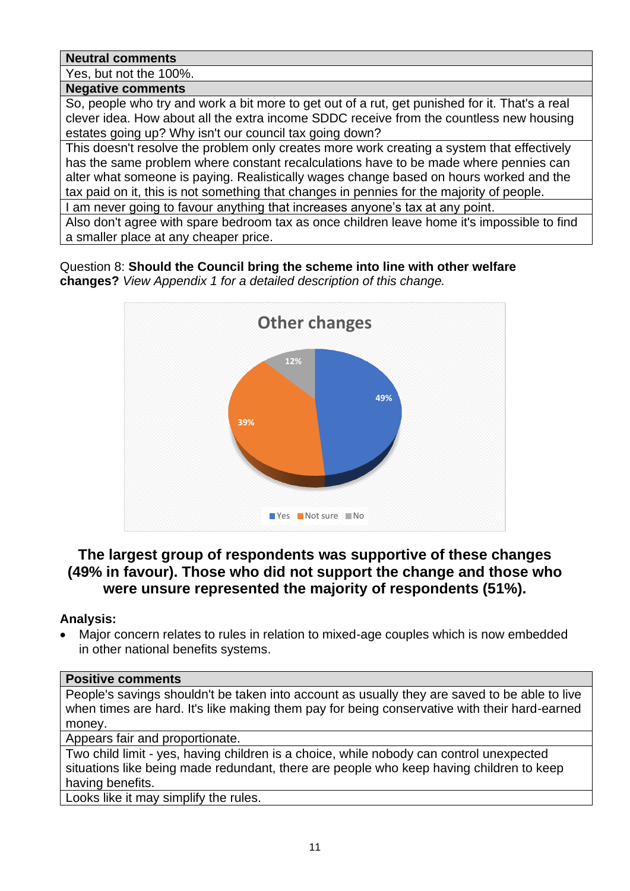| Neutral comments |
| --- |
| Yes, but not the 100%. |

| Negative comments |
| --- |
| So, people who try and work a bit more to get out of a rut, get punished for it. That's a real clever idea. How about all the extra income SDDC receive from the countless new housing estates going up? Why isn't our council tax going down? |
| This doesn't resolve the problem only creates more work creating a system that effectively has the same problem where constant recalculations have to be made where pennies can alter what someone is paying. Realistically wages change based on hours worked and the tax paid on it, this is not something that changes in pennies for the majority of people. |
| I am never going to favour anything that increases anyone's tax at any point. |
| Also don't agree with spare bedroom tax as once children leave home it's impossible to find a smaller place at any cheaper price. |

Question 8: **Should the Council bring the scheme into line with other welfare changes?** *View Appendix 1 for a detailed description of this change.*

**Other changes**

| Response | Percentage |
| --- | --- |
| Yes | 49% |
| Not sure | 39% |
| No | 12% |

**The largest group of respondents was supportive of these changes (49% in favour). Those who did not support the change and those who were unsure represented the majority of respondents (51%).**

**Analysis:**

- Major concern relates to rules in relation to mixed-age couples which is now embedded in other national benefits systems.

| Positive comments |
| --- |
| People's savings shouldn't be taken into account as usually they are saved to be able to live when times are hard. It's like making them pay for being conservative with their hard-earned money. |
| Appears fair and proportionate. |
| Two child limit - yes, having children is a choice, while nobody can control unexpected situations like being made redundant, there are people who keep having children to keep having benefits. |
| Looks like it may simplify the rules. |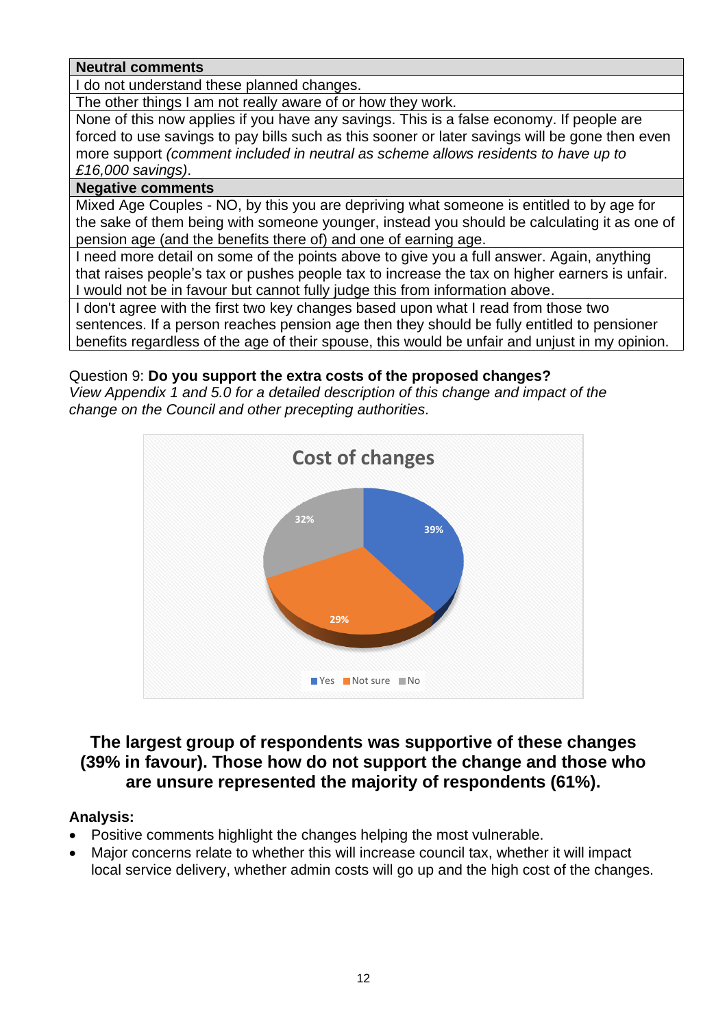| Neutral comments |
|---|
| I do not understand these planned changes. |
| The other things I am not really aware of or how they work. |
| None of this now applies if you have any savings. This is a false economy. If people are forced to use savings to pay bills such as this sooner or later savings will be gone then even more support *(comment included in neutral as scheme allows residents to have up to £16,000 savings)*. |
| **Negative comments** |
| Mixed Age Couples - NO, by this you are depriving what someone is entitled to by age for the sake of them being with someone younger, instead you should be calculating it as one of pension age (and the benefits there of) and one of earning age. |
| I need more detail on some of the points above to give you a full answer. Again, anything that raises people's tax or pushes people tax to increase the tax on higher earners is unfair. I would not be in favour but cannot fully judge this from information above. |
| I don't agree with the first two key changes based upon what I read from those two sentences. If a person reaches pension age then they should be fully entitled to pensioner benefits regardless of the age of their spouse, this would be unfair and unjust in my opinion. |

Question 9: **Do you support the extra costs of the proposed changes?**
*View Appendix 1 and 5.0 for a detailed description of this change and impact of the change on the Council and other precepting authorities.*

**Cost of changes**

| Response | Percentage |
|---|---|
| Yes | 39% |
| Not sure | 29% |
| No | 32% |

**The largest group of respondents was supportive of these changes (39% in favour). Those how do not support the change and those who are unsure represented the majority of respondents (61%).**

**Analysis:**

- Positive comments highlight the changes helping the most vulnerable.
- Major concerns relate to whether this will increase council tax, whether it will impact local service delivery, whether admin costs will go up and the high cost of the changes.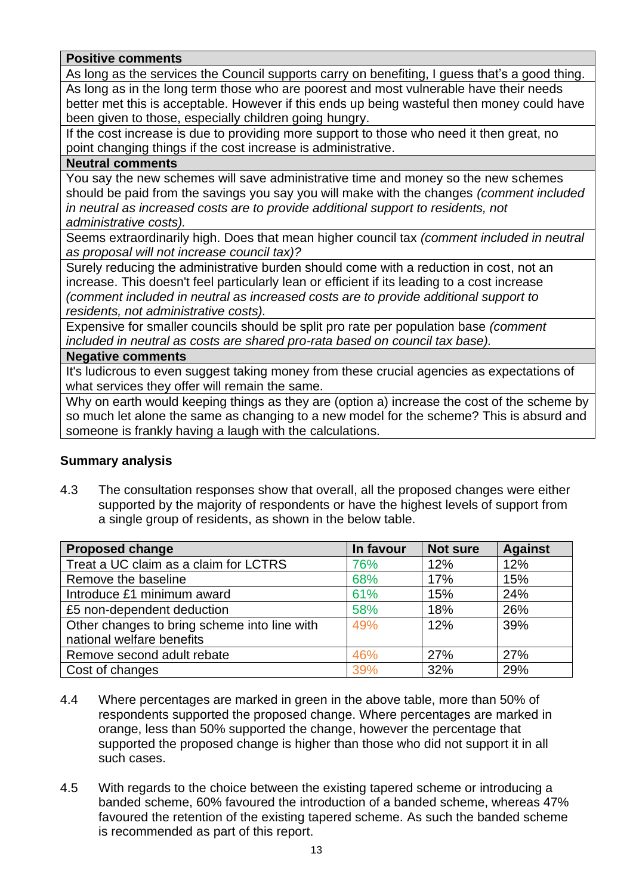| Positive comments |
| --- |
| As long as the services the Council supports carry on benefiting, I guess that's a good thing. |
| As long as in the long term those who are poorest and most vulnerable have their needs better met this is acceptable. However if this ends up being wasteful then money could have been given to those, especially children going hungry. |
| If the cost increase is due to providing more support to those who need it then great, no point changing things if the cost increase is administrative. |
| **Neutral comments** |
| You say the new schemes will save administrative time and money so the new schemes should be paid from the savings you say you will make with the changes *(comment included in neutral as increased costs are to provide additional support to residents, not administrative costs).* |
| Seems extraordinarily high. Does that mean higher council tax *(comment included in neutral as proposal will not increase council tax)?* |
| Surely reducing the administrative burden should come with a reduction in cost, not an increase. This doesn't feel particularly lean or efficient if its leading to a cost increase *(comment included in neutral as increased costs are to provide additional support to residents, not administrative costs).* |
| Expensive for smaller councils should be split pro rate per population base *(comment included in neutral as costs are shared pro-rata based on council tax base).* |
| **Negative comments** |
| It's ludicrous to even suggest taking money from these crucial agencies as expectations of what services they offer will remain the same. |
| Why on earth would keeping things as they are (option a) increase the cost of the scheme by so much let alone the same as changing to a new model for the scheme? This is absurd and someone is frankly having a laugh with the calculations. |

**Summary analysis**

4.3 The consultation responses show that overall, all the proposed changes were either supported by the majority of respondents or have the highest levels of support from a single group of residents, as shown in the below table.

| Proposed change | In favour | Not sure | Against |
| --- | --- | --- | --- |
| Treat a UC claim as a claim for LCTRS | 76% | 12% | 12% |
| Remove the baseline | 68% | 17% | 15% |
| Introduce £1 minimum award | 61% | 15% | 24% |
| £5 non-dependent deduction | 58% | 18% | 26% |
| Other changes to bring scheme into line with national welfare benefits | 49% | 12% | 39% |
| Remove second adult rebate | 46% | 27% | 27% |
| Cost of changes | 39% | 32% | 29% |

4.4 Where percentages are marked in green in the above table, more than 50% of respondents supported the proposed change. Where percentages are marked in orange, less than 50% supported the change, however the percentage that supported the proposed change is higher than those who did not support it in all such cases.

4.5 With regards to the choice between the existing tapered scheme or introducing a banded scheme, 60% favoured the introduction of a banded scheme, whereas 47% favoured the retention of the existing tapered scheme. As such the banded scheme is recommended as part of this report.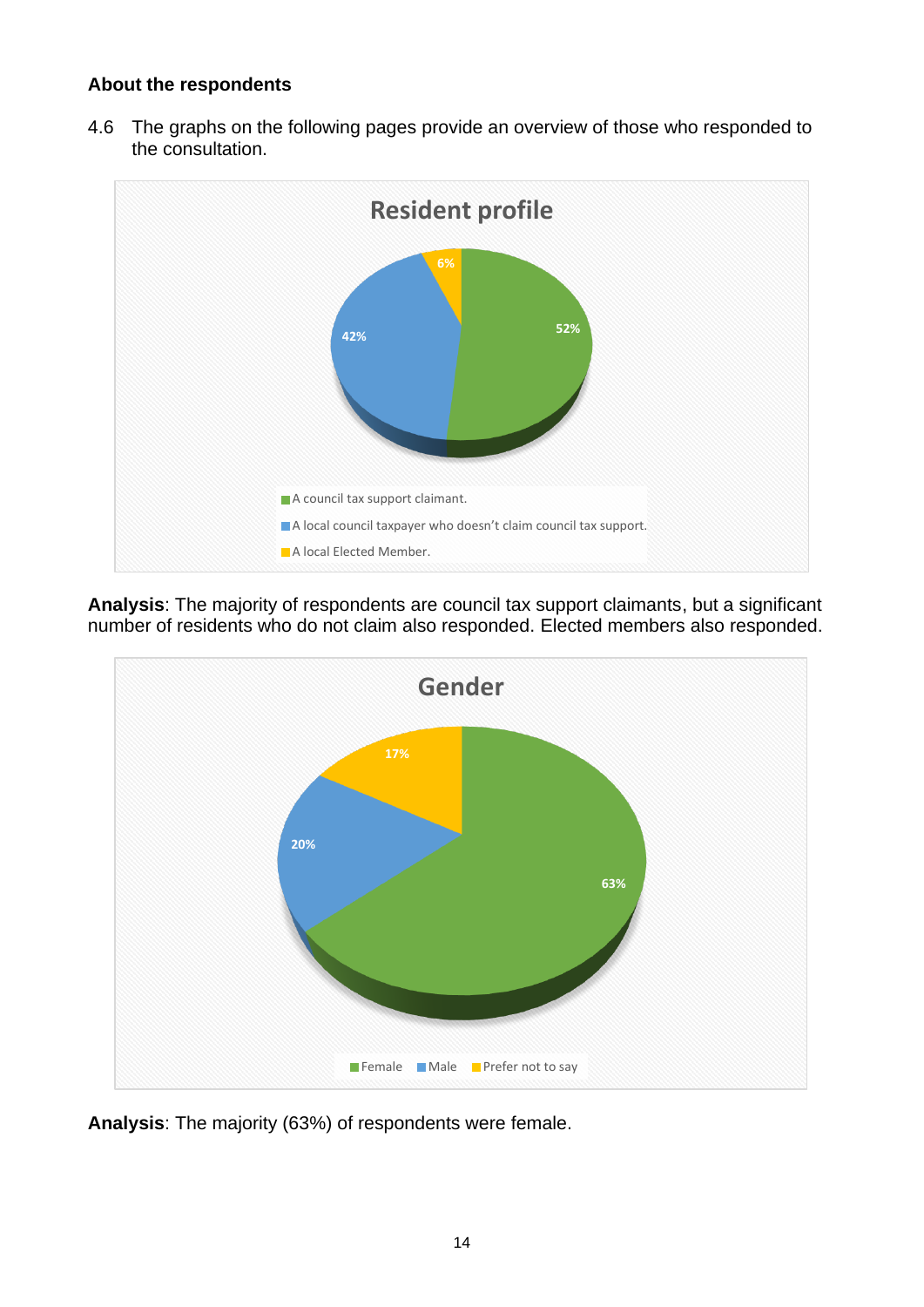### About the respondents

4.6 The graphs on the following pages provide an overview of those who responded to the consultation.

**Resident profile**

- A council tax support claimant. 52%
- A local council taxpayer who doesn't claim council tax support. 42%
- A local Elected Member. 6%

**Analysis**: The majority of respondents are council tax support claimants, but a significant number of residents who do not claim also responded. Elected members also responded.

**Gender**

- Female 63%
- Male 20%
- Prefer not to say 17%

**Analysis**: The majority (63%) of respondents were female.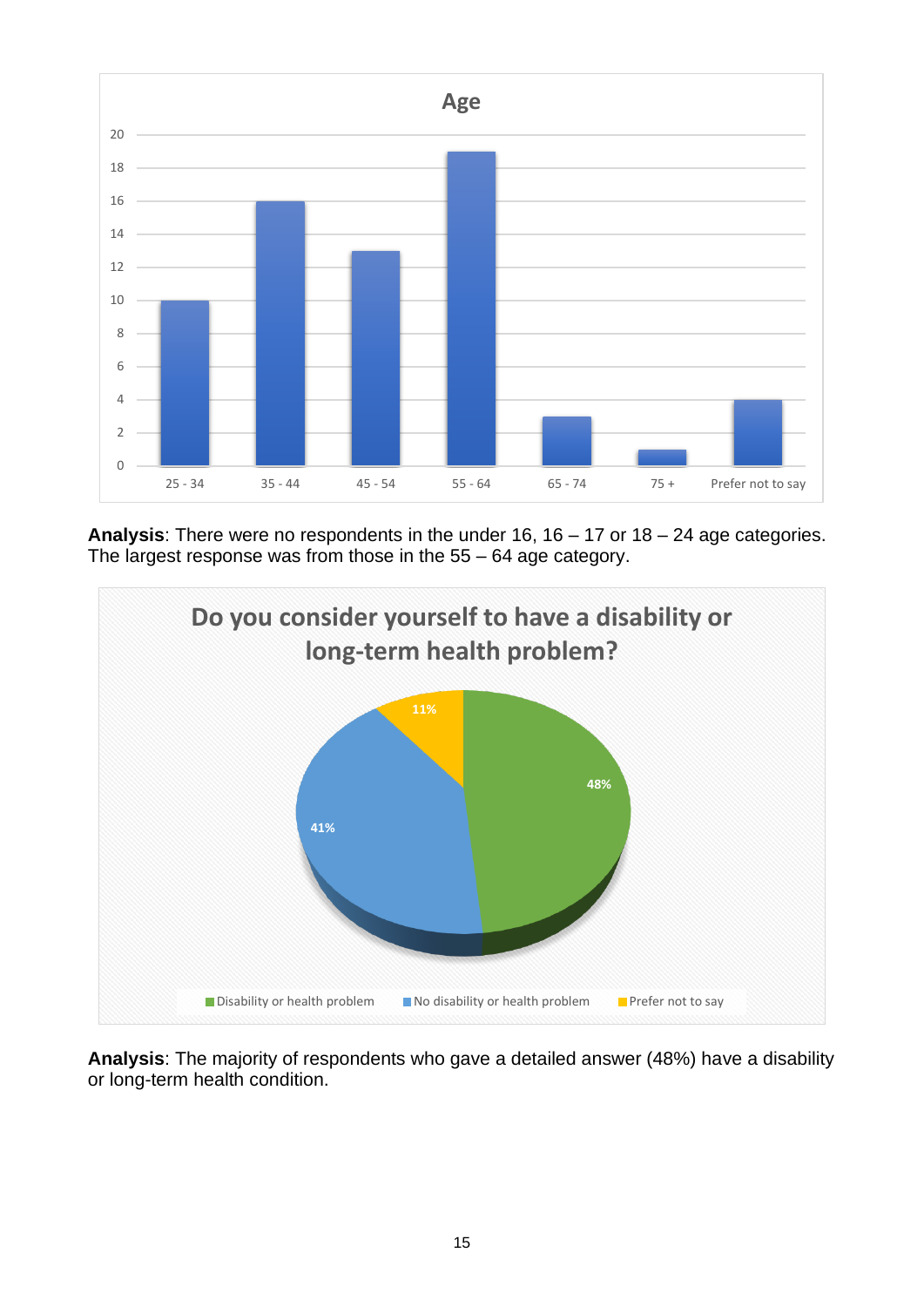**Age**

| Age | Count |
|---|---|
| 25 - 34 | 10 |
| 35 - 44 | 16 |
| 45 - 54 | 13 |
| 55 - 64 | 19 |
| 65 - 74 | 3 |
| 75 + | 1 |
| Prefer not to say | 4 |

**Analysis**: There were no respondents in the under 16, 16 – 17 or 18 – 24 age categories. The largest response was from those in the 55 – 64 age category.

**Do you consider yourself to have a disability or long-term health problem?**

| Response | Percentage |
|---|---|
| Disability or health problem | 48% |
| No disability or health problem | 41% |
| Prefer not to say | 11% |

**Analysis**: The majority of respondents who gave a detailed answer (48%) have a disability or long-term health condition.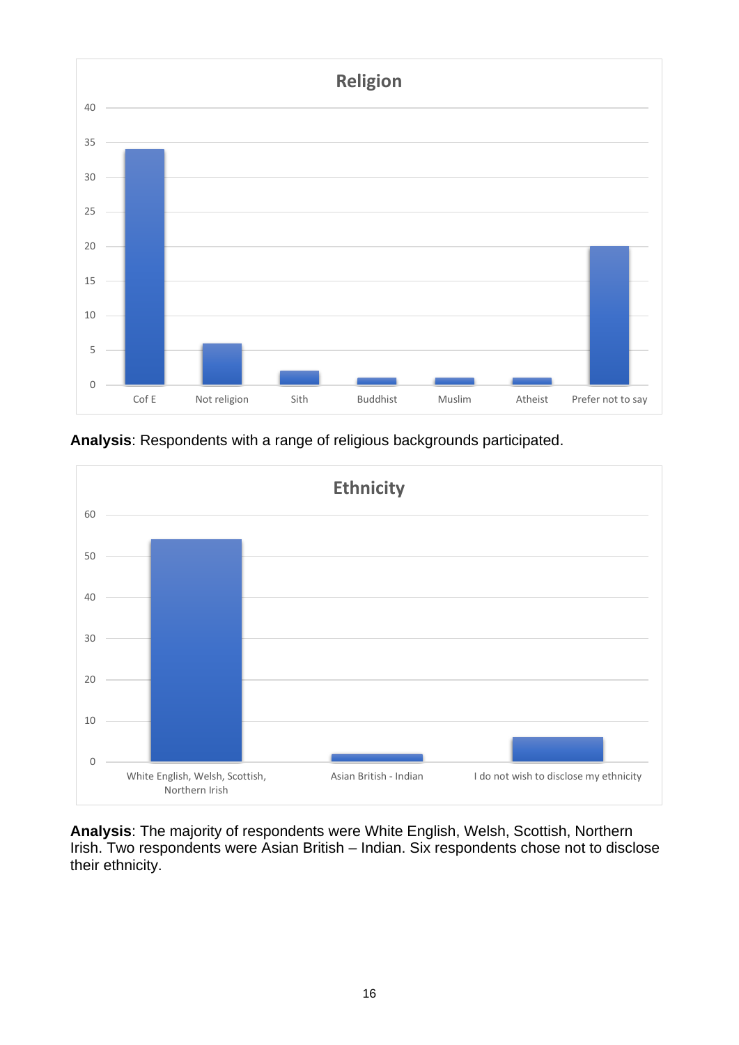**Religion**

| Category | Value |
|---|---|
| Cof E | 34 |
| Not religion | 6 |
| Sith | 2 |
| Buddhist | 1 |
| Muslim | 1 |
| Atheist | 1 |
| Prefer not to say | 20 |

**Analysis**: Respondents with a range of religious backgrounds participated.

**Ethnicity**

| Category | Value |
|---|---|
| White English, Welsh, Scottish, Northern Irish | 54 |
| Asian British - Indian | 2 |
| I do not wish to disclose my ethnicity | 6 |

**Analysis**: The majority of respondents were White English, Welsh, Scottish, Northern Irish. Two respondents were Asian British – Indian. Six respondents chose not to disclose their ethnicity.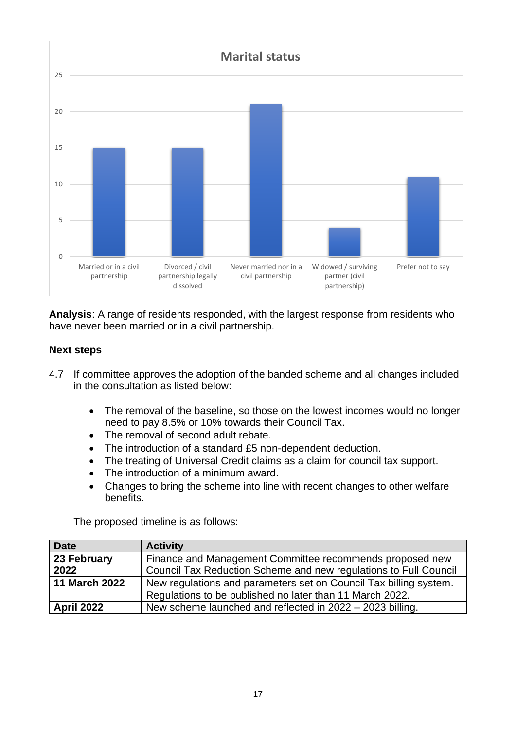**Marital status**

| Category | Count |
|---|---|
| Married or in a civil partnership | 15 |
| Divorced / civil partnership legally dissolved | 15 |
| Never married nor in a civil partnership | 21 |
| Widowed / surviving partner (civil partnership) | 4 |
| Prefer not to say | 11 |

**Analysis**: A range of residents responded, with the largest response from residents who have never been married or in a civil partnership.

**Next steps**

4.7 If committee approves the adoption of the banded scheme and all changes included in the consultation as listed below:

- The removal of the baseline, so those on the lowest incomes would no longer need to pay 8.5% or 10% towards their Council Tax.
- The removal of second adult rebate.
- The introduction of a standard £5 non-dependent deduction.
- The treating of Universal Credit claims as a claim for council tax support.
- The introduction of a minimum award.
- Changes to bring the scheme into line with recent changes to other welfare benefits.

The proposed timeline is as follows:

| Date | Activity |
|---|---|
| **23 February 2022** | Finance and Management Committee recommends proposed new Council Tax Reduction Scheme and new regulations to Full Council |
| **11 March 2022** | New regulations and parameters set on Council Tax billing system. Regulations to be published no later than 11 March 2022. |
| **April 2022** | New scheme launched and reflected in 2022 – 2023 billing. |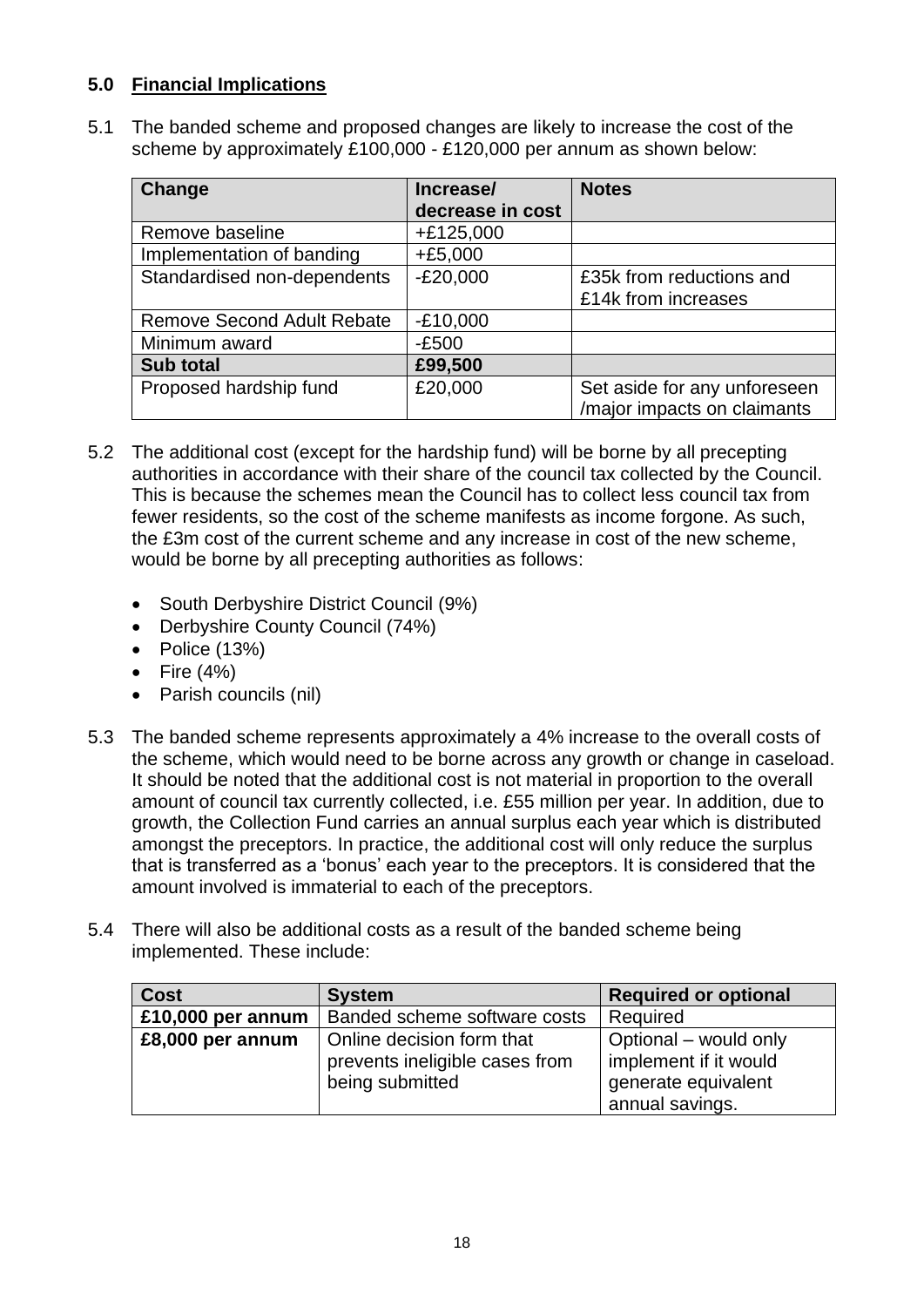## 5.0 Financial Implications

5.1 The banded scheme and proposed changes are likely to increase the cost of the scheme by approximately £100,000 - £120,000 per annum as shown below:

| Change | Increase/ decrease in cost | Notes |
|---|---|---|
| Remove baseline | +£125,000 | |
| Implementation of banding | +£5,000 | |
| Standardised non-dependents | -£20,000 | £35k from reductions and £14k from increases |
| Remove Second Adult Rebate | -£10,000 | |
| Minimum award | -£500 | |
| **Sub total** | **£99,500** | |
| Proposed hardship fund | £20,000 | Set aside for any unforeseen /major impacts on claimants |

5.2 The additional cost (except for the hardship fund) will be borne by all precepting authorities in accordance with their share of the council tax collected by the Council. This is because the schemes mean the Council has to collect less council tax from fewer residents, so the cost of the scheme manifests as income forgone. As such, the £3m cost of the current scheme and any increase in cost of the new scheme, would be borne by all precepting authorities as follows:

- South Derbyshire District Council (9%)
- Derbyshire County Council (74%)
- Police (13%)
- Fire (4%)
- Parish councils (nil)

5.3 The banded scheme represents approximately a 4% increase to the overall costs of the scheme, which would need to be borne across any growth or change in caseload. It should be noted that the additional cost is not material in proportion to the overall amount of council tax currently collected, i.e. £55 million per year. In addition, due to growth, the Collection Fund carries an annual surplus each year which is distributed amongst the preceptors. In practice, the additional cost will only reduce the surplus that is transferred as a 'bonus' each year to the preceptors. It is considered that the amount involved is immaterial to each of the preceptors.

5.4 There will also be additional costs as a result of the banded scheme being implemented. These include:

| Cost | System | Required or optional |
|---|---|---|
| **£10,000 per annum** | Banded scheme software costs | Required |
| **£8,000 per annum** | Online decision form that prevents ineligible cases from being submitted | Optional – would only implement if it would generate equivalent annual savings. |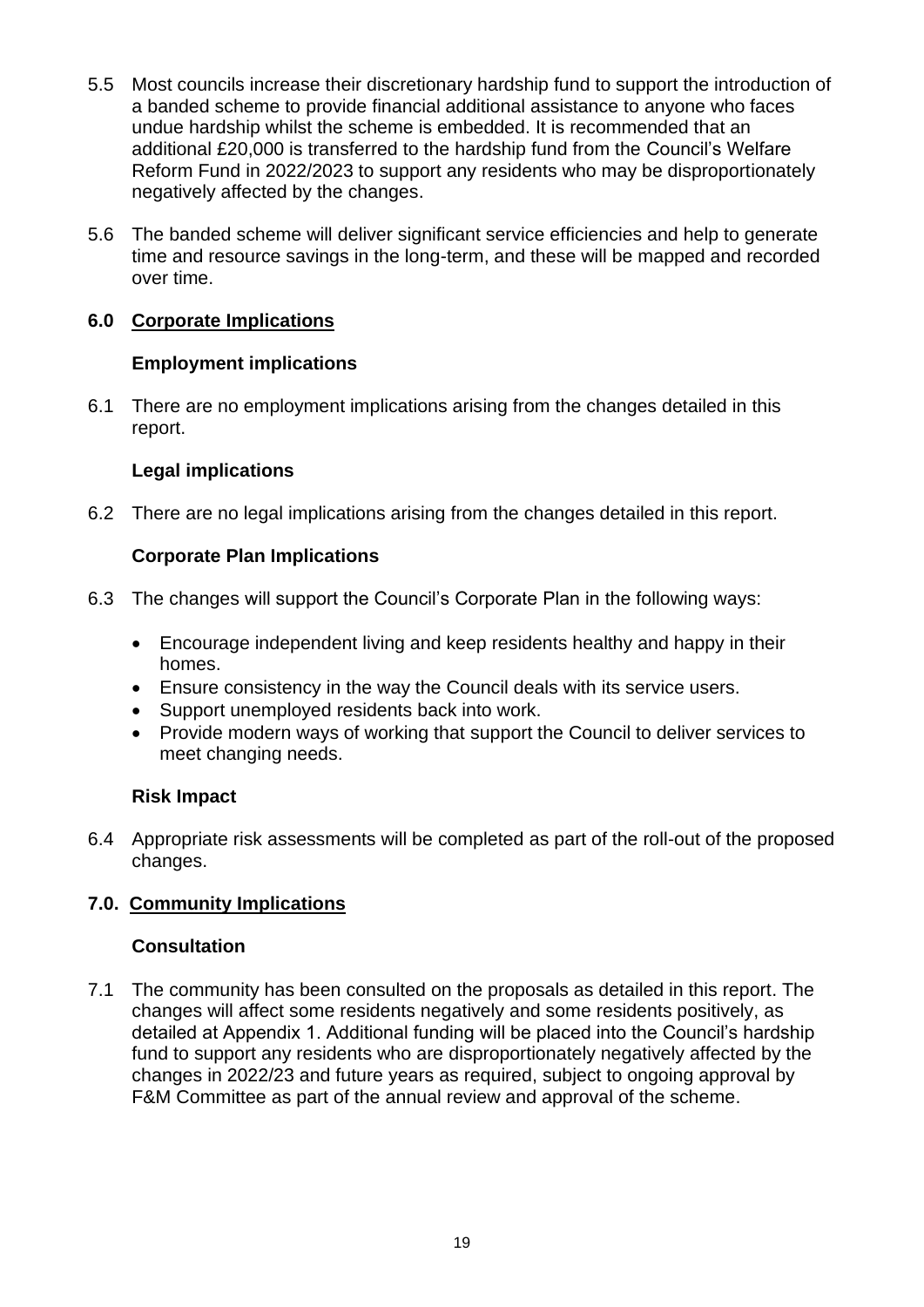5.5 Most councils increase their discretionary hardship fund to support the introduction of a banded scheme to provide financial additional assistance to anyone who faces undue hardship whilst the scheme is embedded. It is recommended that an additional £20,000 is transferred to the hardship fund from the Council's Welfare Reform Fund in 2022/2023 to support any residents who may be disproportionately negatively affected by the changes.

5.6 The banded scheme will deliver significant service efficiencies and help to generate time and resource savings in the long-term, and these will be mapped and recorded over time.

## 6.0 Corporate Implications

### Employment implications

6.1 There are no employment implications arising from the changes detailed in this report.

### Legal implications

6.2 There are no legal implications arising from the changes detailed in this report.

### Corporate Plan Implications

6.3 The changes will support the Council's Corporate Plan in the following ways:

- Encourage independent living and keep residents healthy and happy in their homes.
- Ensure consistency in the way the Council deals with its service users.
- Support unemployed residents back into work.
- Provide modern ways of working that support the Council to deliver services to meet changing needs.

### Risk Impact

6.4 Appropriate risk assessments will be completed as part of the roll-out of the proposed changes.

## 7.0. Community Implications

### Consultation

7.1 The community has been consulted on the proposals as detailed in this report. The changes will affect some residents negatively and some residents positively, as detailed at Appendix 1. Additional funding will be placed into the Council's hardship fund to support any residents who are disproportionately negatively affected by the changes in 2022/23 and future years as required, subject to ongoing approval by F&M Committee as part of the annual review and approval of the scheme.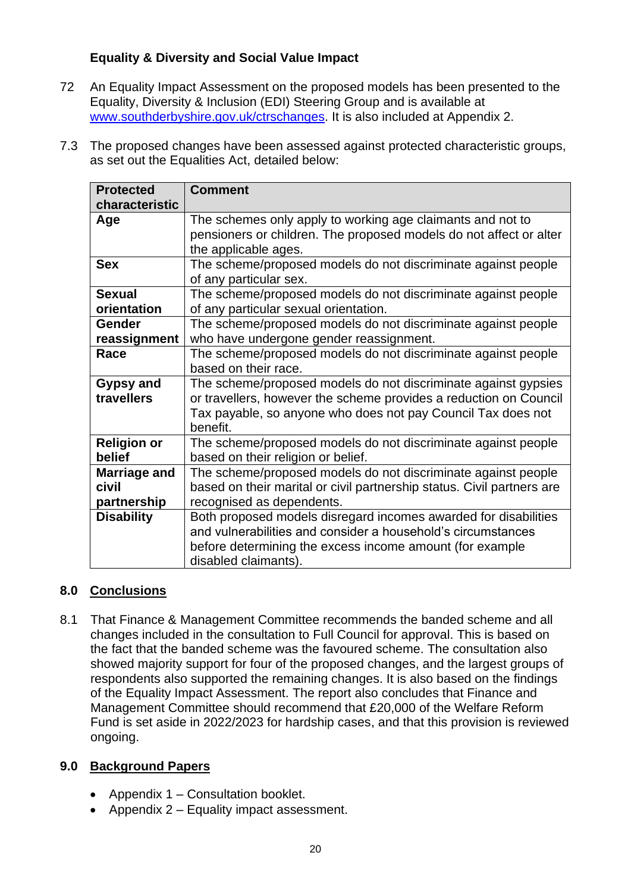### Equality & Diversity and Social Value Impact

72 An Equality Impact Assessment on the proposed models has been presented to the Equality, Diversity & Inclusion (EDI) Steering Group and is available at www.southderbyshire.gov.uk/ctrschanges. It is also included at Appendix 2.

7.3 The proposed changes have been assessed against protected characteristic groups, as set out the Equalities Act, detailed below:

| Protected characteristic | Comment |
|---|---|
| **Age** | The schemes only apply to working age claimants and not to pensioners or children. The proposed models do not affect or alter the applicable ages. |
| **Sex** | The scheme/proposed models do not discriminate against people of any particular sex. |
| **Sexual orientation** | The scheme/proposed models do not discriminate against people of any particular sexual orientation. |
| **Gender reassignment** | The scheme/proposed models do not discriminate against people who have undergone gender reassignment. |
| **Race** | The scheme/proposed models do not discriminate against people based on their race. |
| **Gypsy and travellers** | The scheme/proposed models do not discriminate against gypsies or travellers, however the scheme provides a reduction on Council Tax payable, so anyone who does not pay Council Tax does not benefit. |
| **Religion or belief** | The scheme/proposed models do not discriminate against people based on their religion or belief. |
| **Marriage and civil partnership** | The scheme/proposed models do not discriminate against people based on their marital or civil partnership status. Civil partners are recognised as dependents. |
| **Disability** | Both proposed models disregard incomes awarded for disabilities and vulnerabilities and consider a household's circumstances before determining the excess income amount (for example disabled claimants). |

## 8.0 Conclusions

8.1 That Finance & Management Committee recommends the banded scheme and all changes included in the consultation to Full Council for approval. This is based on the fact that the banded scheme was the favoured scheme. The consultation also showed majority support for four of the proposed changes, and the largest groups of respondents also supported the remaining changes. It is also based on the findings of the Equality Impact Assessment. The report also concludes that Finance and Management Committee should recommend that £20,000 of the Welfare Reform Fund is set aside in 2022/2023 for hardship cases, and that this provision is reviewed ongoing.

## 9.0 Background Papers

- Appendix 1 – Consultation booklet.
- Appendix 2 – Equality impact assessment.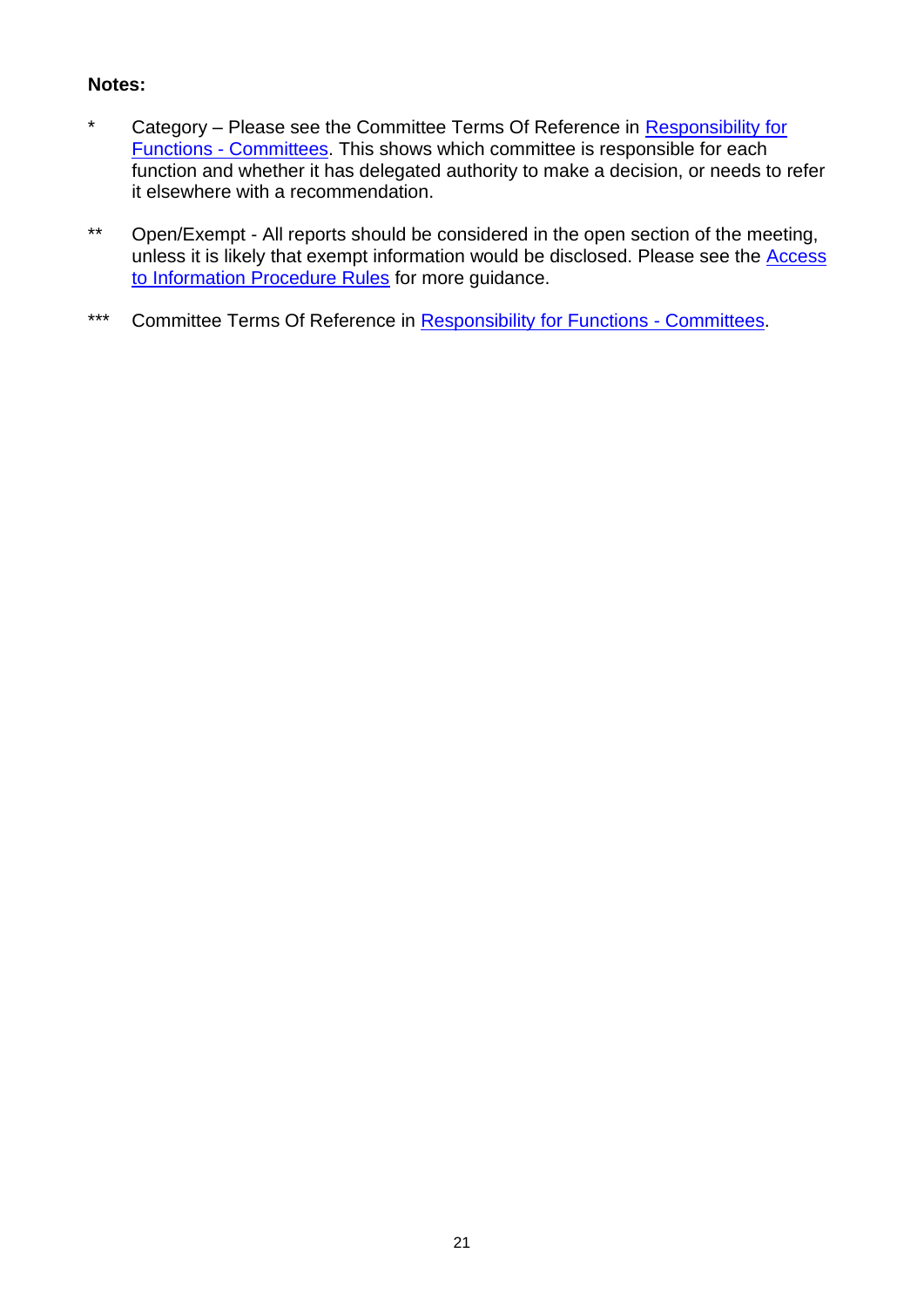**Notes:**

\* Category – Please see the Committee Terms Of Reference in [Responsibility for Functions - Committees](). This shows which committee is responsible for each function and whether it has delegated authority to make a decision, or needs to refer it elsewhere with a recommendation.

\*\* Open/Exempt - All reports should be considered in the open section of the meeting, unless it is likely that exempt information would be disclosed. Please see the [Access to Information Procedure Rules]() for more guidance.

\*\*\* Committee Terms Of Reference in [Responsibility for Functions - Committees]().